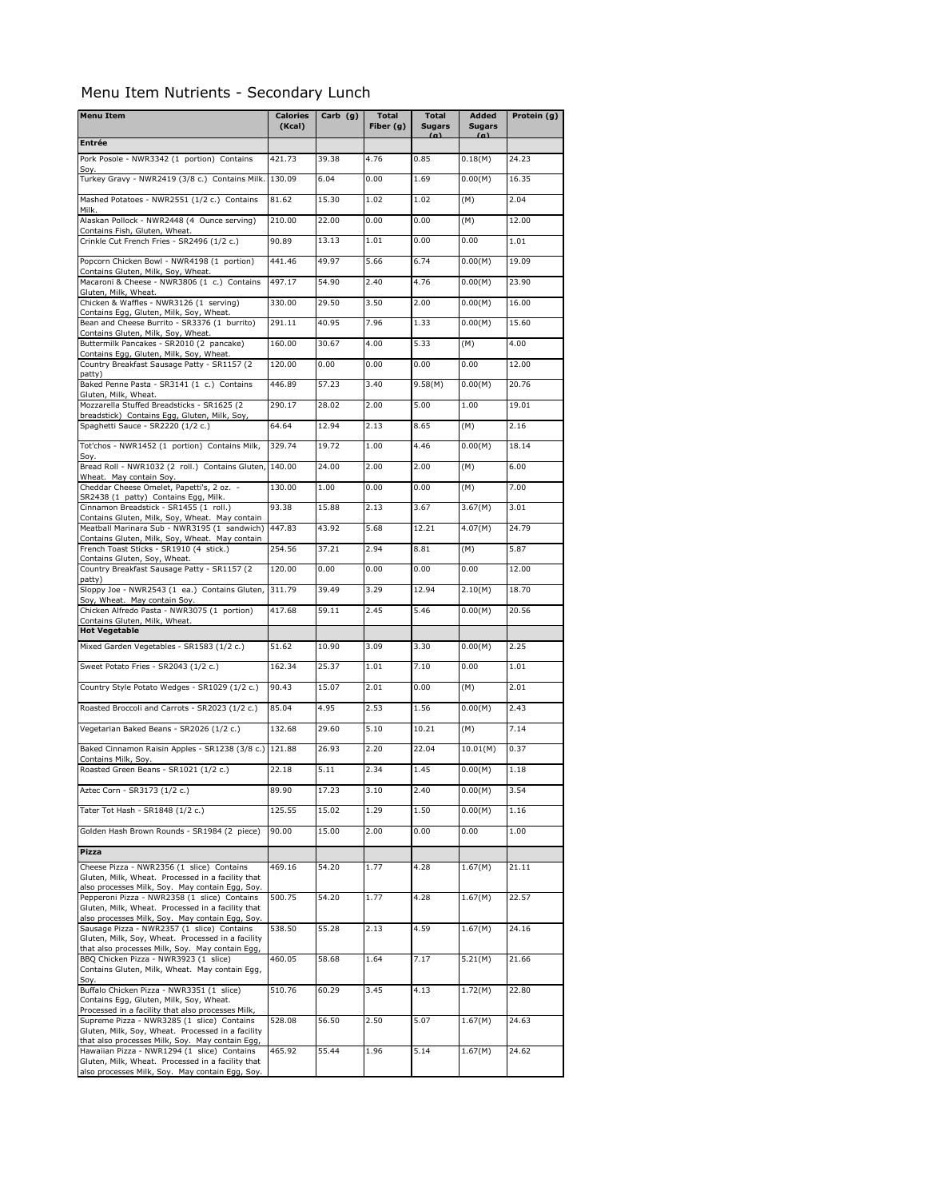# Menu Item Nutrients - Secondary Lunch

| Menu Item | Calories (Kcal) | Carb (g) | Total Fiber (g) | Total Sugars (g) | Added Sugars (g) | Protein (g) |
|---|---|---|---|---|---|---|
| **Entrée** | | | | | | |
| Pork Posole - NWR3342 (1 portion) Contains Soy. | 421.73 | 39.38 | 4.76 | 0.85 | 0.18(M) | 24.23 |
| Turkey Gravy - NWR2419 (3/8 c.) Contains Milk. | 130.09 | 6.04 | 0.00 | 1.69 | 0.00(M) | 16.35 |
| Mashed Potatoes - NWR2551 (1/2 c.) Contains Milk. | 81.62 | 15.30 | 1.02 | 1.02 | (M) | 2.04 |
| Alaskan Pollock - NWR2448 (4 Ounce serving) Contains Fish, Gluten, Wheat. | 210.00 | 22.00 | 0.00 | 0.00 | (M) | 12.00 |
| Crinkle Cut French Fries - SR2496 (1/2 c.) | 90.89 | 13.13 | 1.01 | 0.00 | 0.00 | 1.01 |
| Popcorn Chicken Bowl - NWR4198 (1 portion) Contains Gluten, Milk, Soy, Wheat. | 441.46 | 49.97 | 5.66 | 6.74 | 0.00(M) | 19.09 |
| Macaroni & Cheese - NWR3806 (1 c.) Contains Gluten, Milk, Wheat. | 497.17 | 54.90 | 2.40 | 4.76 | 0.00(M) | 23.90 |
| Chicken & Waffles - NWR3126 (1 serving) Contains Egg, Gluten, Milk, Soy, Wheat. | 330.00 | 29.50 | 3.50 | 2.00 | 0.00(M) | 16.00 |
| Bean and Cheese Burrito - SR3376 (1 burrito) Contains Gluten, Milk, Soy, Wheat. | 291.11 | 40.95 | 7.96 | 1.33 | 0.00(M) | 15.60 |
| Buttermilk Pancakes - SR2010 (2 pancake) Contains Egg, Gluten, Milk, Soy, Wheat. | 160.00 | 30.67 | 4.00 | 5.33 | (M) | 4.00 |
| Country Breakfast Sausage Patty - SR1157 (2 patty) | 120.00 | 0.00 | 0.00 | 0.00 | 0.00 | 12.00 |
| Baked Penne Pasta - SR3141 (1 c.) Contains Gluten, Milk, Wheat. | 446.89 | 57.23 | 3.40 | 9.58(M) | 0.00(M) | 20.76 |
| Mozzarella Stuffed Breadsticks - SR1625 (2 breadstick) Contains Egg, Gluten, Milk, Soy, | 290.17 | 28.02 | 2.00 | 5.00 | 1.00 | 19.01 |
| Spaghetti Sauce - SR2220 (1/2 c.) | 64.64 | 12.94 | 2.13 | 8.65 | (M) | 2.16 |
| Tot'chos - NWR1452 (1 portion) Contains Milk, Soy. | 329.74 | 19.72 | 1.00 | 4.46 | 0.00(M) | 18.14 |
| Bread Roll - NWR1032 (2 roll.) Contains Gluten, Wheat. May contain Soy. | 140.00 | 24.00 | 2.00 | 2.00 | (M) | 6.00 |
| Cheddar Cheese Omelet, Papetti's, 2 oz. - SR2438 (1 patty) Contains Egg, Milk. | 130.00 | 1.00 | 0.00 | 0.00 | (M) | 7.00 |
| Cinnamon Breadstick - SR1455 (1 roll.) Contains Gluten, Milk, Soy, Wheat. May contain | 93.38 | 15.88 | 2.13 | 3.67 | 3.67(M) | 3.01 |
| Meatball Marinara Sub - NWR3195 (1 sandwich) Contains Gluten, Milk, Soy, Wheat. May contain | 447.83 | 43.92 | 5.68 | 12.21 | 4.07(M) | 24.79 |
| French Toast Sticks - SR1910 (4 stick.) Contains Gluten, Soy, Wheat. | 254.56 | 37.21 | 2.94 | 8.81 | (M) | 5.87 |
| Country Breakfast Sausage Patty - SR1157 (2 patty) | 120.00 | 0.00 | 0.00 | 0.00 | 0.00 | 12.00 |
| Sloppy Joe - NWR2543 (1 ea.) Contains Gluten, Soy, Wheat. May contain Soy. | 311.79 | 39.49 | 3.29 | 12.94 | 2.10(M) | 18.70 |
| Chicken Alfredo Pasta - NWR3075 (1 portion) Contains Gluten, Milk, Wheat. | 417.68 | 59.11 | 2.45 | 5.46 | 0.00(M) | 20.56 |
| **Hot Vegetable** | | | | | | |
| Mixed Garden Vegetables - SR1583 (1/2 c.) | 51.62 | 10.90 | 3.09 | 3.30 | 0.00(M) | 2.25 |
| Sweet Potato Fries - SR2043 (1/2 c.) | 162.34 | 25.37 | 1.01 | 7.10 | 0.00 | 1.01 |
| Country Style Potato Wedges - SR1029 (1/2 c.) | 90.43 | 15.07 | 2.01 | 0.00 | (M) | 2.01 |
| Roasted Broccoli and Carrots - SR2023 (1/2 c.) | 85.04 | 4.95 | 2.53 | 1.56 | 0.00(M) | 2.43 |
| Vegetarian Baked Beans - SR2026 (1/2 c.) | 132.68 | 29.60 | 5.10 | 10.21 | (M) | 7.14 |
| Baked Cinnamon Raisin Apples - SR1238 (3/8 c.) Contains Milk, Soy. | 121.88 | 26.93 | 2.20 | 22.04 | 10.01(M) | 0.37 |
| Roasted Green Beans - SR1021 (1/2 c.) | 22.18 | 5.11 | 2.34 | 1.45 | 0.00(M) | 1.18 |
| Aztec Corn - SR3173 (1/2 c.) | 89.90 | 17.23 | 3.10 | 2.40 | 0.00(M) | 3.54 |
| Tater Tot Hash - SR1848 (1/2 c.) | 125.55 | 15.02 | 1.29 | 1.50 | 0.00(M) | 1.16 |
| Golden Hash Brown Rounds - SR1984 (2 piece) | 90.00 | 15.00 | 2.00 | 0.00 | 0.00 | 1.00 |
| **Pizza** | | | | | | |
| Cheese Pizza - NWR2356 (1 slice) Contains Gluten, Milk, Wheat. Processed in a facility that also processes Milk, Soy. May contain Egg, Soy. | 469.16 | 54.20 | 1.77 | 4.28 | 1.67(M) | 21.11 |
| Pepperoni Pizza - NWR2358 (1 slice) Contains Gluten, Milk, Wheat. Processed in a facility that also processes Milk, Soy. May contain Egg, Soy. | 500.75 | 54.20 | 1.77 | 4.28 | 1.67(M) | 22.57 |
| Sausage Pizza - NWR2357 (1 slice) Contains Gluten, Milk, Soy, Wheat. Processed in a facility that also processes Milk, Soy. May contain Egg, | 538.50 | 55.28 | 2.13 | 4.59 | 1.67(M) | 24.16 |
| BBQ Chicken Pizza - NWR3923 (1 slice) Contains Gluten, Milk, Wheat. May contain Egg, Soy. | 460.05 | 58.68 | 1.64 | 7.17 | 5.21(M) | 21.66 |
| Buffalo Chicken Pizza - NWR3351 (1 slice) Contains Egg, Gluten, Milk, Soy, Wheat. Processed in a facility that also processes Milk, | 510.76 | 60.29 | 3.45 | 4.13 | 1.72(M) | 22.80 |
| Supreme Pizza - NWR3285 (1 slice) Contains Gluten, Milk, Soy, Wheat. Processed in a facility that also processes Milk, Soy. May contain Egg, | 528.08 | 56.50 | 2.50 | 5.07 | 1.67(M) | 24.63 |
| Hawaiian Pizza - NWR1294 (1 slice) Contains Gluten, Milk, Wheat. Processed in a facility that also processes Milk, Soy. May contain Egg, Soy. | 465.92 | 55.44 | 1.96 | 5.14 | 1.67(M) | 24.62 |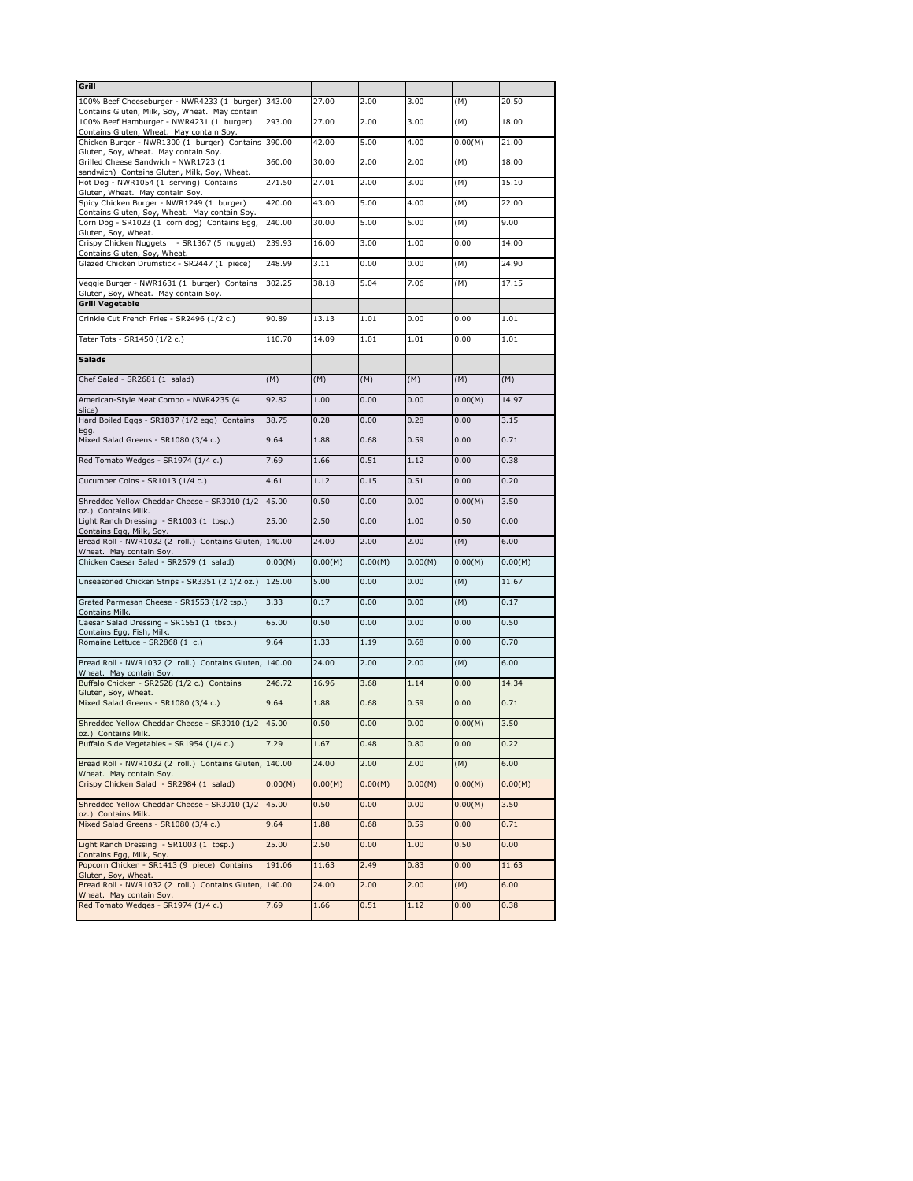| Grill | | | | | | |
|---|---|---|---|---|---|---|
| 100% Beef Cheeseburger - NWR4233 (1 burger) Contains Gluten, Milk, Soy, Wheat. May contain | 343.00 | 27.00 | 2.00 | 3.00 | (M) | 20.50 |
| 100% Beef Hamburger - NWR4231 (1 burger) Contains Gluten, Wheat. May contain Soy. | 293.00 | 27.00 | 2.00 | 3.00 | (M) | 18.00 |
| Chicken Burger - NWR1300 (1 burger) Contains Gluten, Soy, Wheat. May contain Soy. | 390.00 | 42.00 | 5.00 | 4.00 | 0.00(M) | 21.00 |
| Grilled Cheese Sandwich - NWR1723 (1 sandwich) Contains Gluten, Milk, Soy, Wheat. | 360.00 | 30.00 | 2.00 | 2.00 | (M) | 18.00 |
| Hot Dog - NWR1054 (1 serving) Contains Gluten, Wheat. May contain Soy. | 271.50 | 27.01 | 2.00 | 3.00 | (M) | 15.10 |
| Spicy Chicken Burger - NWR1249 (1 burger) Contains Gluten, Soy, Wheat. May contain Soy. | 420.00 | 43.00 | 5.00 | 4.00 | (M) | 22.00 |
| Corn Dog - SR1023 (1 corn dog) Contains Egg, Gluten, Soy, Wheat. | 240.00 | 30.00 | 5.00 | 5.00 | (M) | 9.00 |
| Crispy Chicken Nuggets - SR1367 (5 nugget) Contains Gluten, Soy, Wheat. | 239.93 | 16.00 | 3.00 | 1.00 | 0.00 | 14.00 |
| Glazed Chicken Drumstick - SR2447 (1 piece) | 248.99 | 3.11 | 0.00 | 0.00 | (M) | 24.90 |
| Veggie Burger - NWR1631 (1 burger) Contains Gluten, Soy, Wheat. May contain Soy. | 302.25 | 38.18 | 5.04 | 7.06 | (M) | 17.15 |
| **Grill Vegetable** | | | | | | |
| Crinkle Cut French Fries - SR2496 (1/2 c.) | 90.89 | 13.13 | 1.01 | 0.00 | 0.00 | 1.01 |
| Tater Tots - SR1450 (1/2 c.) | 110.70 | 14.09 | 1.01 | 1.01 | 0.00 | 1.01 |
| **Salads** | | | | | | |
| Chef Salad - SR2681 (1 salad) | (M) | (M) | (M) | (M) | (M) | (M) |
| American-Style Meat Combo - NWR4235 (4 slice) | 92.82 | 1.00 | 0.00 | 0.00 | 0.00(M) | 14.97 |
| Hard Boiled Eggs - SR1837 (1/2 egg) Contains Egg. | 38.75 | 0.28 | 0.00 | 0.28 | 0.00 | 3.15 |
| Mixed Salad Greens - SR1080 (3/4 c.) | 9.64 | 1.88 | 0.68 | 0.59 | 0.00 | 0.71 |
| Red Tomato Wedges - SR1974 (1/4 c.) | 7.69 | 1.66 | 0.51 | 1.12 | 0.00 | 0.38 |
| Cucumber Coins - SR1013 (1/4 c.) | 4.61 | 1.12 | 0.15 | 0.51 | 0.00 | 0.20 |
| Shredded Yellow Cheddar Cheese - SR3010 (1/2 oz.) Contains Milk. | 45.00 | 0.50 | 0.00 | 0.00 | 0.00(M) | 3.50 |
| Light Ranch Dressing - SR1003 (1 tbsp.) Contains Egg, Milk, Soy. | 25.00 | 2.50 | 0.00 | 1.00 | 0.50 | 0.00 |
| Bread Roll - NWR1032 (2 roll.) Contains Gluten, Wheat. May contain Soy. | 140.00 | 24.00 | 2.00 | 2.00 | (M) | 6.00 |
| Chicken Caesar Salad - SR2679 (1 salad) | 0.00(M) | 0.00(M) | 0.00(M) | 0.00(M) | 0.00(M) | 0.00(M) |
| Unseasoned Chicken Strips - SR3351 (2 1/2 oz.) | 125.00 | 5.00 | 0.00 | 0.00 | (M) | 11.67 |
| Grated Parmesan Cheese - SR1553 (1/2 tsp.) Contains Milk. | 3.33 | 0.17 | 0.00 | 0.00 | (M) | 0.17 |
| Caesar Salad Dressing - SR1551 (1 tbsp.) Contains Egg, Fish, Milk. | 65.00 | 0.50 | 0.00 | 0.00 | 0.00 | 0.50 |
| Romaine Lettuce - SR2868 (1 c.) | 9.64 | 1.33 | 1.19 | 0.68 | 0.00 | 0.70 |
| Bread Roll - NWR1032 (2 roll.) Contains Gluten, Wheat. May contain Soy. | 140.00 | 24.00 | 2.00 | 2.00 | (M) | 6.00 |
| Buffalo Chicken - SR2528 (1/2 c.) Contains Gluten, Soy, Wheat. | 246.72 | 16.96 | 3.68 | 1.14 | 0.00 | 14.34 |
| Mixed Salad Greens - SR1080 (3/4 c.) | 9.64 | 1.88 | 0.68 | 0.59 | 0.00 | 0.71 |
| Shredded Yellow Cheddar Cheese - SR3010 (1/2 oz.) Contains Milk. | 45.00 | 0.50 | 0.00 | 0.00 | 0.00(M) | 3.50 |
| Buffalo Side Vegetables - SR1954 (1/4 c.) | 7.29 | 1.67 | 0.48 | 0.80 | 0.00 | 0.22 |
| Bread Roll - NWR1032 (2 roll.) Contains Gluten, Wheat. May contain Soy. | 140.00 | 24.00 | 2.00 | 2.00 | (M) | 6.00 |
| Crispy Chicken Salad - SR2984 (1 salad) | 0.00(M) | 0.00(M) | 0.00(M) | 0.00(M) | 0.00(M) | 0.00(M) |
| Shredded Yellow Cheddar Cheese - SR3010 (1/2 oz.) Contains Milk. | 45.00 | 0.50 | 0.00 | 0.00 | 0.00(M) | 3.50 |
| Mixed Salad Greens - SR1080 (3/4 c.) | 9.64 | 1.88 | 0.68 | 0.59 | 0.00 | 0.71 |
| Light Ranch Dressing - SR1003 (1 tbsp.) Contains Egg, Milk, Soy. | 25.00 | 2.50 | 0.00 | 1.00 | 0.50 | 0.00 |
| Popcorn Chicken - SR1413 (9 piece) Contains Gluten, Soy, Wheat. | 191.06 | 11.63 | 2.49 | 0.83 | 0.00 | 11.63 |
| Bread Roll - NWR1032 (2 roll.) Contains Gluten, Wheat. May contain Soy. | 140.00 | 24.00 | 2.00 | 2.00 | (M) | 6.00 |
| Red Tomato Wedges - SR1974 (1/4 c.) | 7.69 | 1.66 | 0.51 | 1.12 | 0.00 | 0.38 |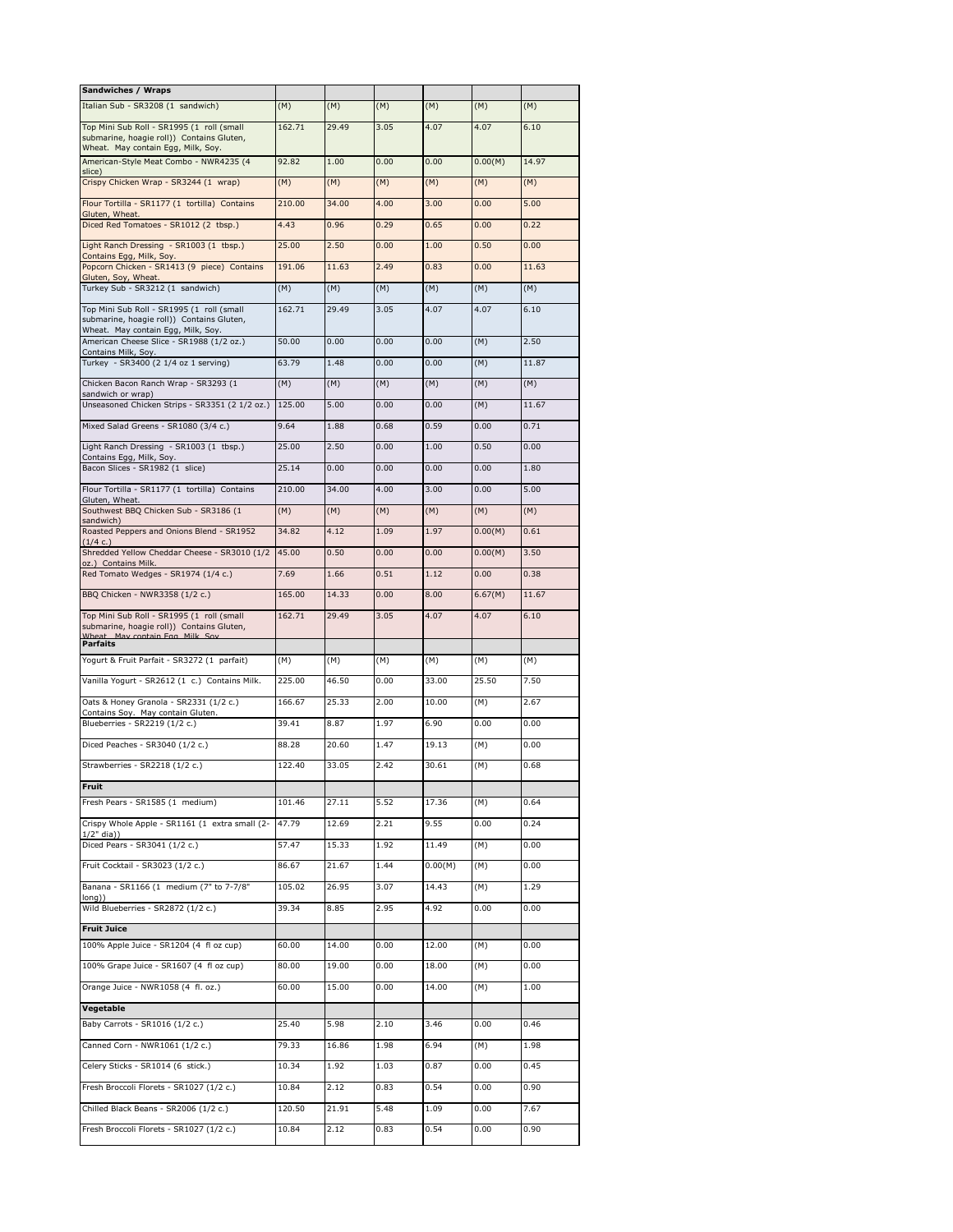| Sandwiches / Wraps | | | | | | |
|---|---|---|---|---|---|---|
| Italian Sub - SR3208 (1 sandwich) | (M) | (M) | (M) | (M) | (M) | (M) |
| Top Mini Sub Roll - SR1995 (1 roll (small submarine, hoagie roll)) Contains Gluten, Wheat. May contain Egg, Milk, Soy. | 162.71 | 29.49 | 3.05 | 4.07 | 4.07 | 6.10 |
| American-Style Meat Combo - NWR4235 (4 slice) | 92.82 | 1.00 | 0.00 | 0.00 | 0.00(M) | 14.97 |
| Crispy Chicken Wrap - SR3244 (1 wrap) | (M) | (M) | (M) | (M) | (M) | (M) |
| Flour Tortilla - SR1177 (1 tortilla) Contains Gluten, Wheat. | 210.00 | 34.00 | 4.00 | 3.00 | 0.00 | 5.00 |
| Diced Red Tomatoes - SR1012 (2 tbsp.) | 4.43 | 0.96 | 0.29 | 0.65 | 0.00 | 0.22 |
| Light Ranch Dressing - SR1003 (1 tbsp.) Contains Egg, Milk, Soy. | 25.00 | 2.50 | 0.00 | 1.00 | 0.50 | 0.00 |
| Popcorn Chicken - SR1413 (9 piece) Contains Gluten, Soy, Wheat. | 191.06 | 11.63 | 2.49 | 0.83 | 0.00 | 11.63 |
| Turkey Sub - SR3212 (1 sandwich) | (M) | (M) | (M) | (M) | (M) | (M) |
| Top Mini Sub Roll - SR1995 (1 roll (small submarine, hoagie roll)) Contains Gluten, Wheat. May contain Egg, Milk, Soy. | 162.71 | 29.49 | 3.05 | 4.07 | 4.07 | 6.10 |
| American Cheese Slice - SR1988 (1/2 oz.) Contains Milk, Soy. | 50.00 | 0.00 | 0.00 | 0.00 | (M) | 2.50 |
| Turkey - SR3400 (2 1/4 oz 1 serving) | 63.79 | 1.48 | 0.00 | 0.00 | (M) | 11.87 |
| Chicken Bacon Ranch Wrap - SR3293 (1 sandwich or wrap) | (M) | (M) | (M) | (M) | (M) | (M) |
| Unseasoned Chicken Strips - SR3351 (2 1/2 oz.) | 125.00 | 5.00 | 0.00 | 0.00 | (M) | 11.67 |
| Mixed Salad Greens - SR1080 (3/4 c.) | 9.64 | 1.88 | 0.68 | 0.59 | 0.00 | 0.71 |
| Light Ranch Dressing - SR1003 (1 tbsp.) Contains Egg, Milk, Soy. | 25.00 | 2.50 | 0.00 | 1.00 | 0.50 | 0.00 |
| Bacon Slices - SR1982 (1 slice) | 25.14 | 0.00 | 0.00 | 0.00 | 0.00 | 1.80 |
| Flour Tortilla - SR1177 (1 tortilla) Contains Gluten, Wheat. | 210.00 | 34.00 | 4.00 | 3.00 | 0.00 | 5.00 |
| Southwest BBQ Chicken Sub - SR3186 (1 sandwich) | (M) | (M) | (M) | (M) | (M) | (M) |
| Roasted Peppers and Onions Blend - SR1952 (1/4 c.) | 34.82 | 4.12 | 1.09 | 1.97 | 0.00(M) | 0.61 |
| Shredded Yellow Cheddar Cheese - SR3010 (1/2 oz.) Contains Milk. | 45.00 | 0.50 | 0.00 | 0.00 | 0.00(M) | 3.50 |
| Red Tomato Wedges - SR1974 (1/4 c.) | 7.69 | 1.66 | 0.51 | 1.12 | 0.00 | 0.38 |
| BBQ Chicken - NWR3358 (1/2 c.) | 165.00 | 14.33 | 0.00 | 8.00 | 6.67(M) | 11.67 |
| Top Mini Sub Roll - SR1995 (1 roll (small submarine, hoagie roll)) Contains Gluten, Wheat. May contain Egg, Milk, Soy. | 162.71 | 29.49 | 3.05 | 4.07 | 4.07 | 6.10 |
| **Parfaits** | | | | | | |
| Yogurt & Fruit Parfait - SR3272 (1 parfait) | (M) | (M) | (M) | (M) | (M) | (M) |
| Vanilla Yogurt - SR2612 (1 c.) Contains Milk. | 225.00 | 46.50 | 0.00 | 33.00 | 25.50 | 7.50 |
| Oats & Honey Granola - SR2331 (1/2 c.) Contains Soy. May contain Gluten. | 166.67 | 25.33 | 2.00 | 10.00 | (M) | 2.67 |
| Blueberries - SR2219 (1/2 c.) | 39.41 | 8.87 | 1.97 | 6.90 | 0.00 | 0.00 |
| Diced Peaches - SR3040 (1/2 c.) | 88.28 | 20.60 | 1.47 | 19.13 | (M) | 0.00 |
| Strawberries - SR2218 (1/2 c.) | 122.40 | 33.05 | 2.42 | 30.61 | (M) | 0.68 |
| **Fruit** | | | | | | |
| Fresh Pears - SR1585 (1 medium) | 101.46 | 27.11 | 5.52 | 17.36 | (M) | 0.64 |
| Crispy Whole Apple - SR1161 (1 extra small (2-1/2" dia)) | 47.79 | 12.69 | 2.21 | 9.55 | 0.00 | 0.24 |
| Diced Pears - SR3041 (1/2 c.) | 57.47 | 15.33 | 1.92 | 11.49 | (M) | 0.00 |
| Fruit Cocktail - SR3023 (1/2 c.) | 86.67 | 21.67 | 1.44 | 0.00(M) | (M) | 0.00 |
| Banana - SR1166 (1 medium (7" to 7-7/8" long)) | 105.02 | 26.95 | 3.07 | 14.43 | (M) | 1.29 |
| Wild Blueberries - SR2872 (1/2 c.) | 39.34 | 8.85 | 2.95 | 4.92 | 0.00 | 0.00 |
| **Fruit Juice** | | | | | | |
| 100% Apple Juice - SR1204 (4 fl oz cup) | 60.00 | 14.00 | 0.00 | 12.00 | (M) | 0.00 |
| 100% Grape Juice - SR1607 (4 fl oz cup) | 80.00 | 19.00 | 0.00 | 18.00 | (M) | 0.00 |
| Orange Juice - NWR1058 (4 fl. oz.) | 60.00 | 15.00 | 0.00 | 14.00 | (M) | 1.00 |
| **Vegetable** | | | | | | |
| Baby Carrots - SR1016 (1/2 c.) | 25.40 | 5.98 | 2.10 | 3.46 | 0.00 | 0.46 |
| Canned Corn - NWR1061 (1/2 c.) | 79.33 | 16.86 | 1.98 | 6.94 | (M) | 1.98 |
| Celery Sticks - SR1014 (6 stick.) | 10.34 | 1.92 | 1.03 | 0.87 | 0.00 | 0.45 |
| Fresh Broccoli Florets - SR1027 (1/2 c.) | 10.84 | 2.12 | 0.83 | 0.54 | 0.00 | 0.90 |
| Chilled Black Beans - SR2006 (1/2 c.) | 120.50 | 21.91 | 5.48 | 1.09 | 0.00 | 7.67 |
| Fresh Broccoli Florets - SR1027 (1/2 c.) | 10.84 | 2.12 | 0.83 | 0.54 | 0.00 | 0.90 |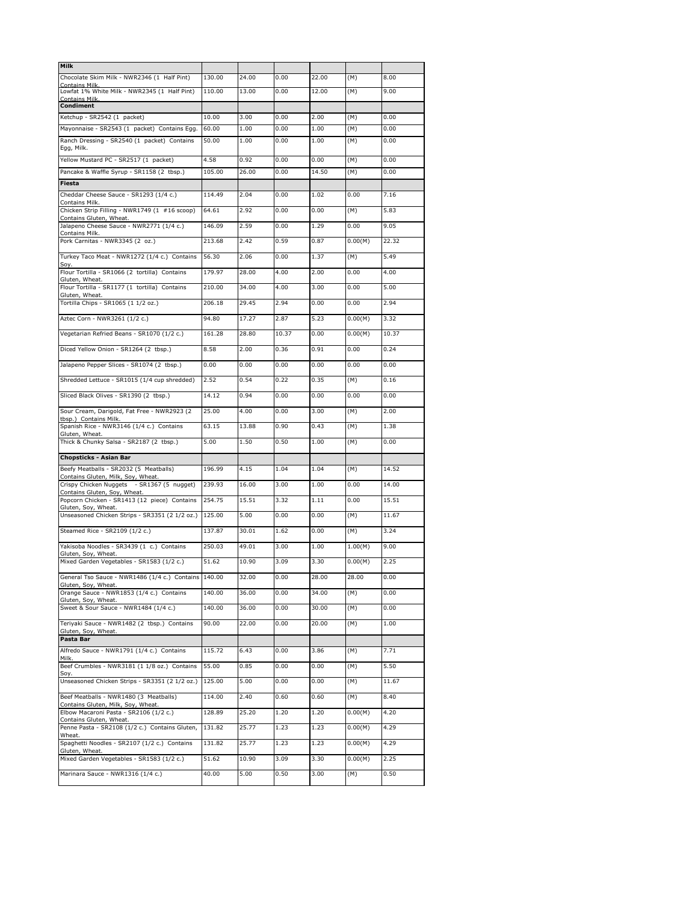| | | | | | | |
|---|---|---|---|---|---|---|
| **Milk** | | | | | | |
| Chocolate Skim Milk - NWR2346 (1 Half Pint) Contains Milk. | 130.00 | 24.00 | 0.00 | 22.00 | (M) | 8.00 |
| Lowfat 1% White Milk - NWR2345 (1 Half Pint) Contains Milk. | 110.00 | 13.00 | 0.00 | 12.00 | (M) | 9.00 |
| **Condiment** | | | | | | |
| Ketchup - SR2542 (1 packet) | 10.00 | 3.00 | 0.00 | 2.00 | (M) | 0.00 |
| Mayonnaise - SR2543 (1 packet) Contains Egg. | 60.00 | 1.00 | 0.00 | 1.00 | (M) | 0.00 |
| Ranch Dressing - SR2540 (1 packet) Contains Egg, Milk. | 50.00 | 1.00 | 0.00 | 1.00 | (M) | 0.00 |
| Yellow Mustard PC - SR2517 (1 packet) | 4.58 | 0.92 | 0.00 | 0.00 | (M) | 0.00 |
| Pancake & Waffle Syrup - SR1158 (2 tbsp.) | 105.00 | 26.00 | 0.00 | 14.50 | (M) | 0.00 |
| **Fiesta** | | | | | | |
| Cheddar Cheese Sauce - SR1293 (1/4 c.) Contains Milk. | 114.49 | 2.04 | 0.00 | 1.02 | 0.00 | 7.16 |
| Chicken Strip Filling - NWR1749 (1 #16 scoop) Contains Gluten, Wheat. | 64.61 | 2.92 | 0.00 | 0.00 | (M) | 5.83 |
| Jalapeno Cheese Sauce - NWR2771 (1/4 c.) Contains Milk. | 146.09 | 2.59 | 0.00 | 1.29 | 0.00 | 9.05 |
| Pork Carnitas - NWR3345 (2 oz.) | 213.68 | 2.42 | 0.59 | 0.87 | 0.00(M) | 22.32 |
| Turkey Taco Meat - NWR1272 (1/4 c.) Contains Soy. | 56.30 | 2.06 | 0.00 | 1.37 | (M) | 5.49 |
| Flour Tortilla - SR1066 (2 tortilla) Contains Gluten, Wheat. | 179.97 | 28.00 | 4.00 | 2.00 | 0.00 | 4.00 |
| Flour Tortilla - SR1177 (1 tortilla) Contains Gluten, Wheat. | 210.00 | 34.00 | 4.00 | 3.00 | 0.00 | 5.00 |
| Tortilla Chips - SR1065 (1 1/2 oz.) | 206.18 | 29.45 | 2.94 | 0.00 | 0.00 | 2.94 |
| Aztec Corn - NWR3261 (1/2 c.) | 94.80 | 17.27 | 2.87 | 5.23 | 0.00(M) | 3.32 |
| Vegetarian Refried Beans - SR1070 (1/2 c.) | 161.28 | 28.80 | 10.37 | 0.00 | 0.00(M) | 10.37 |
| Diced Yellow Onion - SR1264 (2 tbsp.) | 8.58 | 2.00 | 0.36 | 0.91 | 0.00 | 0.24 |
| Jalapeno Pepper Slices - SR1074 (2 tbsp.) | 0.00 | 0.00 | 0.00 | 0.00 | 0.00 | 0.00 |
| Shredded Lettuce - SR1015 (1/4 cup shredded) | 2.52 | 0.54 | 0.22 | 0.35 | (M) | 0.16 |
| Sliced Black Olives - SR1390 (2 tbsp.) | 14.12 | 0.94 | 0.00 | 0.00 | 0.00 | 0.00 |
| Sour Cream, Darigold, Fat Free - NWR2923 (2 tbsp.) Contains Milk. | 25.00 | 4.00 | 0.00 | 3.00 | (M) | 2.00 |
| Spanish Rice - NWR3146 (1/4 c.) Contains Gluten, Wheat. | 63.15 | 13.88 | 0.90 | 0.43 | (M) | 1.38 |
| Thick & Chunky Salsa - SR2187 (2 tbsp.) | 5.00 | 1.50 | 0.50 | 1.00 | (M) | 0.00 |
| **Chopsticks - Asian Bar** | | | | | | |
| Beefy Meatballs - SR2032 (5 Meatballs) Contains Gluten, Milk, Soy, Wheat. | 196.99 | 4.15 | 1.04 | 1.04 | (M) | 14.52 |
| Crispy Chicken Nuggets - SR1367 (5 nugget) Contains Gluten, Soy, Wheat. | 239.93 | 16.00 | 3.00 | 1.00 | 0.00 | 14.00 |
| Popcorn Chicken - SR1413 (12 piece) Contains Gluten, Soy, Wheat. | 254.75 | 15.51 | 3.32 | 1.11 | 0.00 | 15.51 |
| Unseasoned Chicken Strips - SR3351 (2 1/2 oz.) | 125.00 | 5.00 | 0.00 | 0.00 | (M) | 11.67 |
| Steamed Rice - SR2109 (1/2 c.) | 137.87 | 30.01 | 1.62 | 0.00 | (M) | 3.24 |
| Yakisoba Noodles - SR3439 (1 c.) Contains Gluten, Soy, Wheat. | 250.03 | 49.01 | 3.00 | 1.00 | 1.00(M) | 9.00 |
| Mixed Garden Vegetables - SR1583 (1/2 c.) | 51.62 | 10.90 | 3.09 | 3.30 | 0.00(M) | 2.25 |
| General Tso Sauce - NWR1486 (1/4 c.) Contains Gluten, Soy, Wheat. | 140.00 | 32.00 | 0.00 | 28.00 | 28.00 | 0.00 |
| Orange Sauce - NWR1853 (1/4 c.) Contains Gluten, Soy, Wheat. | 140.00 | 36.00 | 0.00 | 34.00 | (M) | 0.00 |
| Sweet & Sour Sauce - NWR1484 (1/4 c.) | 140.00 | 36.00 | 0.00 | 30.00 | (M) | 0.00 |
| Teriyaki Sauce - NWR1482 (2 tbsp.) Contains Gluten, Soy, Wheat. | 90.00 | 22.00 | 0.00 | 20.00 | (M) | 1.00 |
| **Pasta Bar** | | | | | | |
| Alfredo Sauce - NWR1791 (1/4 c.) Contains Milk. | 115.72 | 6.43 | 0.00 | 3.86 | (M) | 7.71 |
| Beef Crumbles - NWR3181 (1 1/8 oz.) Contains Soy. | 55.00 | 0.85 | 0.00 | 0.00 | (M) | 5.50 |
| Unseasoned Chicken Strips - SR3351 (2 1/2 oz.) | 125.00 | 5.00 | 0.00 | 0.00 | (M) | 11.67 |
| Beef Meatballs - NWR1480 (3 Meatballs) Contains Gluten, Milk, Soy, Wheat. | 114.00 | 2.40 | 0.60 | 0.60 | (M) | 8.40 |
| Elbow Macaroni Pasta - SR2106 (1/2 c.) Contains Gluten, Wheat. | 128.89 | 25.20 | 1.20 | 1.20 | 0.00(M) | 4.20 |
| Penne Pasta - SR2108 (1/2 c.) Contains Gluten, Wheat. | 131.82 | 25.77 | 1.23 | 1.23 | 0.00(M) | 4.29 |
| Spaghetti Noodles - SR2107 (1/2 c.) Contains Gluten, Wheat. | 131.82 | 25.77 | 1.23 | 1.23 | 0.00(M) | 4.29 |
| Mixed Garden Vegetables - SR1583 (1/2 c.) | 51.62 | 10.90 | 3.09 | 3.30 | 0.00(M) | 2.25 |
| Marinara Sauce - NWR1316 (1/4 c.) | 40.00 | 5.00 | 0.50 | 3.00 | (M) | 0.50 |